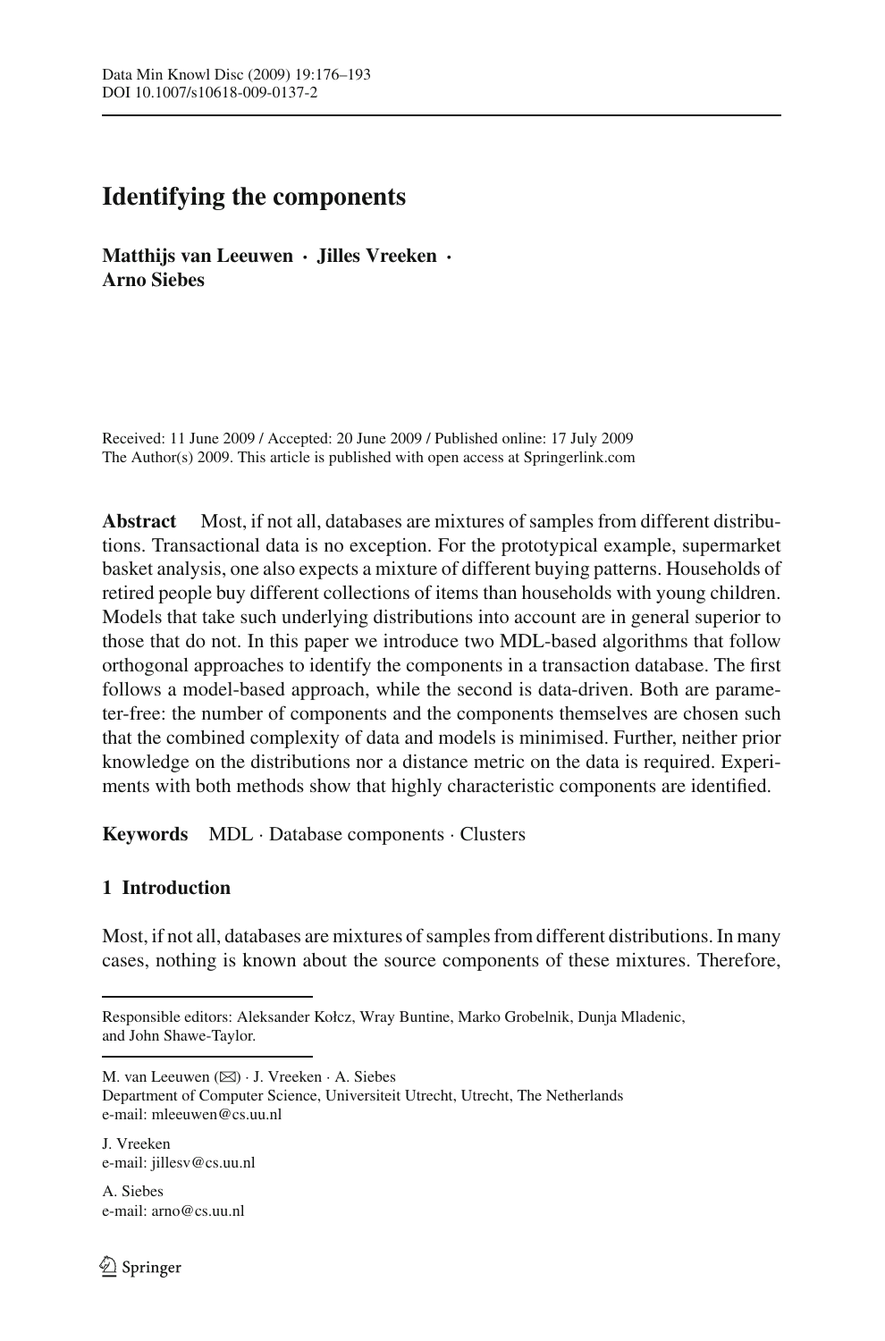# Identifying the components

**Matthijs van Leeuwen · Jilles Vreeken · Arno Siebes**

Received: 11 June 2009 / Accepted: 20 June 2009 / Published online: 17 July 2009
The Author(s) 2009. This article is published with open access at Springerlink.com

**Abstract** Most, if not all, databases are mixtures of samples from different distributions. Transactional data is no exception. For the prototypical example, supermarket basket analysis, one also expects a mixture of different buying patterns. Households of retired people buy different collections of items than households with young children. Models that take such underlying distributions into account are in general superior to those that do not. In this paper we introduce two MDL-based algorithms that follow orthogonal approaches to identify the components in a transaction database. The first follows a model-based approach, while the second is data-driven. Both are parameter-free: the number of components and the components themselves are chosen such that the combined complexity of data and models is minimised. Further, neither prior knowledge on the distributions nor a distance metric on the data is required. Experiments with both methods show that highly characteristic components are identified.

**Keywords** MDL · Database components · Clusters

## 1 Introduction

Most, if not all, databases are mixtures of samples from different distributions. In many cases, nothing is known about the source components of these mixtures. Therefore,

---

Responsible editors: Aleksander Kołcz, Wray Buntine, Marko Grobelnik, Dunja Mladenic, and John Shawe-Taylor.

M. van Leeuwen (✉) · J. Vreeken · A. Siebes
Department of Computer Science, Universiteit Utrecht, Utrecht, The Netherlands
e-mail: mleeuwen@cs.uu.nl

J. Vreeken
e-mail: jillesv@cs.uu.nl

A. Siebes
e-mail: arno@cs.uu.nl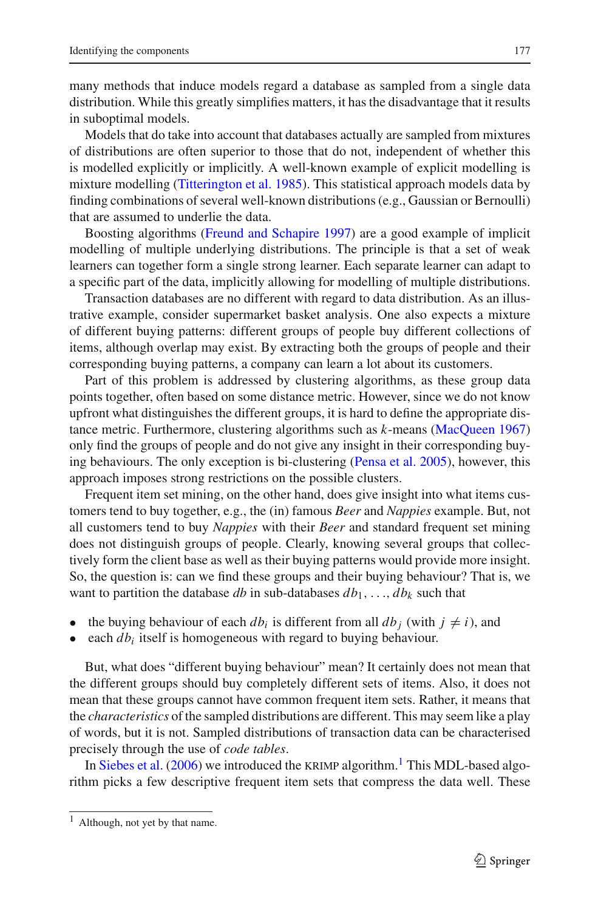many methods that induce models regard a database as sampled from a single data distribution. While this greatly simplifies matters, it has the disadvantage that it results in suboptimal models.

Models that do take into account that databases actually are sampled from mixtures of distributions are often superior to those that do not, independent of whether this is modelled explicitly or implicitly. A well-known example of explicit modelling is mixture modelling (Titterington et al. 1985). This statistical approach models data by finding combinations of several well-known distributions (e.g., Gaussian or Bernoulli) that are assumed to underlie the data.

Boosting algorithms (Freund and Schapire 1997) are a good example of implicit modelling of multiple underlying distributions. The principle is that a set of weak learners can together form a single strong learner. Each separate learner can adapt to a specific part of the data, implicitly allowing for modelling of multiple distributions.

Transaction databases are no different with regard to data distribution. As an illustrative example, consider supermarket basket analysis. One also expects a mixture of different buying patterns: different groups of people buy different collections of items, although overlap may exist. By extracting both the groups of people and their corresponding buying patterns, a company can learn a lot about its customers.

Part of this problem is addressed by clustering algorithms, as these group data points together, often based on some distance metric. However, since we do not know upfront what distinguishes the different groups, it is hard to define the appropriate distance metric. Furthermore, clustering algorithms such as $k$-means (MacQueen 1967) only find the groups of people and do not give any insight in their corresponding buying behaviours. The only exception is bi-clustering (Pensa et al. 2005), however, this approach imposes strong restrictions on the possible clusters.

Frequent item set mining, on the other hand, does give insight into what items customers tend to buy together, e.g., the (in) famous *Beer* and *Nappies* example. But, not all customers tend to buy *Nappies* with their *Beer* and standard frequent set mining does not distinguish groups of people. Clearly, knowing several groups that collectively form the client base as well as their buying patterns would provide more insight. So, the question is: can we find these groups and their buying behaviour? That is, we want to partition the database $db$ in sub-databases $db_1, \ldots, db_k$ such that

- the buying behaviour of each $db_i$ is different from all $db_j$ (with $j \neq i$), and
- each $db_i$ itself is homogeneous with regard to buying behaviour.

But, what does "different buying behaviour" mean? It certainly does not mean that the different groups should buy completely different sets of items. Also, it does not mean that these groups cannot have common frequent item sets. Rather, it means that the *characteristics* of the sampled distributions are different. This may seem like a play of words, but it is not. Sampled distributions of transaction data can be characterised precisely through the use of *code tables*.

In Siebes et al. (2006) we introduced the KRIMP algorithm.[1] This MDL-based algorithm picks a few descriptive frequent item sets that compress the data well. These

[1] Although, not yet by that name.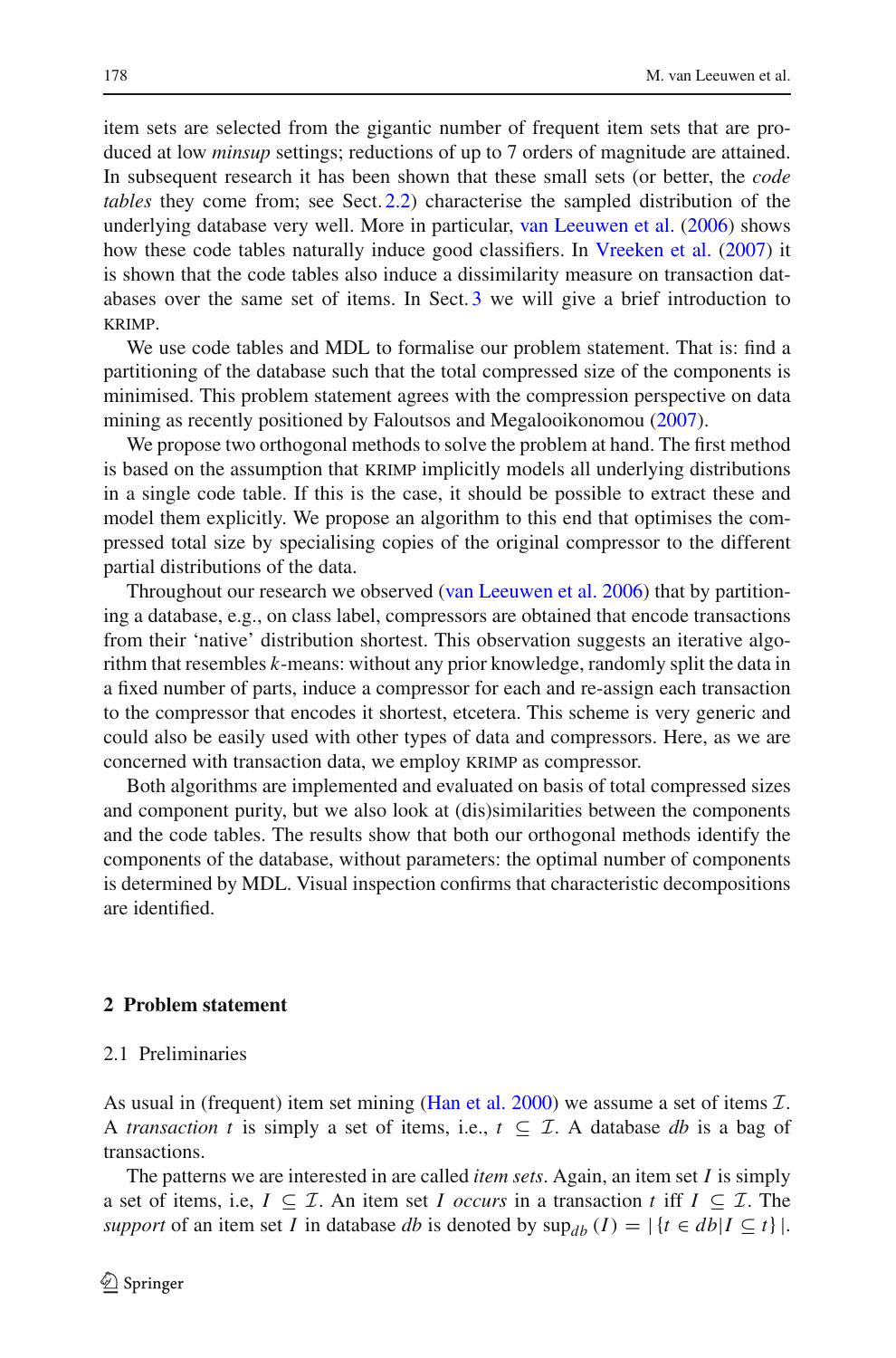item sets are selected from the gigantic number of frequent item sets that are produced at low *minsup* settings; reductions of up to 7 orders of magnitude are attained. In subsequent research it has been shown that these small sets (or better, the *code tables* they come from; see Sect. 2.2) characterise the sampled distribution of the underlying database very well. More in particular, van Leeuwen et al. (2006) shows how these code tables naturally induce good classifiers. In Vreeken et al. (2007) it is shown that the code tables also induce a dissimilarity measure on transaction databases over the same set of items. In Sect. 3 we will give a brief introduction to KRIMP.

We use code tables and MDL to formalise our problem statement. That is: find a partitioning of the database such that the total compressed size of the components is minimised. This problem statement agrees with the compression perspective on data mining as recently positioned by Faloutsos and Megalooikonomou (2007).

We propose two orthogonal methods to solve the problem at hand. The first method is based on the assumption that KRIMP implicitly models all underlying distributions in a single code table. If this is the case, it should be possible to extract these and model them explicitly. We propose an algorithm to this end that optimises the compressed total size by specialising copies of the original compressor to the different partial distributions of the data.

Throughout our research we observed (van Leeuwen et al. 2006) that by partitioning a database, e.g., on class label, compressors are obtained that encode transactions from their 'native' distribution shortest. This observation suggests an iterative algorithm that resembles *k*-means: without any prior knowledge, randomly split the data in a fixed number of parts, induce a compressor for each and re-assign each transaction to the compressor that encodes it shortest, etcetera. This scheme is very generic and could also be easily used with other types of data and compressors. Here, as we are concerned with transaction data, we employ KRIMP as compressor.

Both algorithms are implemented and evaluated on basis of total compressed sizes and component purity, but we also look at (dis)similarities between the components and the code tables. The results show that both our orthogonal methods identify the components of the database, without parameters: the optimal number of components is determined by MDL. Visual inspection confirms that characteristic decompositions are identified.

## 2 Problem statement

### 2.1 Preliminaries

As usual in (frequent) item set mining (Han et al. 2000) we assume a set of items $\mathcal{I}$. A *transaction* $t$ is simply a set of items, i.e., $t \subseteq \mathcal{I}$. A database $db$ is a bag of transactions.

The patterns we are interested in are called *item sets*. Again, an item set $I$ is simply a set of items, i.e, $I \subseteq \mathcal{I}$. An item set $I$ *occurs* in a transaction $t$ iff $I \subseteq \mathcal{I}$. The *support* of an item set $I$ in database $db$ is denoted by $\text{sup}_{db}(I) = |\{t \in db | I \subseteq t\}|$.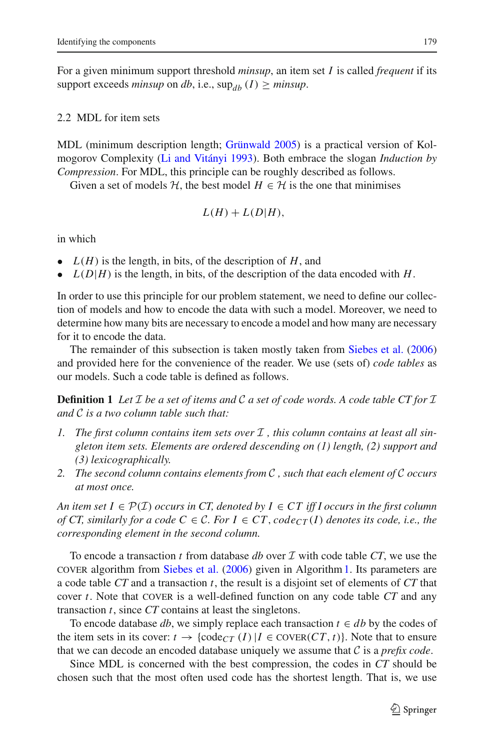For a given minimum support threshold *minsup*, an item set $I$ is called *frequent* if its support exceeds *minsup* on *db*, i.e., $\text{sup}_{db}(I) \geq minsup$.

### 2.2 MDL for item sets

MDL (minimum description length; Grünwald 2005) is a practical version of Kolmogorov Complexity (Li and Vitányi 1993). Both embrace the slogan *Induction by Compression*. For MDL, this principle can be roughly described as follows.

Given a set of models $\mathcal{H}$, the best model $H \in \mathcal{H}$ is the one that minimises

$$L(H) + L(D|H),$$

in which

- $L(H)$ is the length, in bits, of the description of $H$, and
- $L(D|H)$ is the length, in bits, of the description of the data encoded with $H$.

In order to use this principle for our problem statement, we need to define our collection of models and how to encode the data with such a model. Moreover, we need to determine how many bits are necessary to encode a model and how many are necessary for it to encode the data.

The remainder of this subsection is taken mostly taken from Siebes et al. (2006) and provided here for the convenience of the reader. We use (sets of) *code tables* as our models. Such a code table is defined as follows.

**Definition 1** *Let $\mathcal{I}$ be a set of items and $\mathcal{C}$ a set of code words. A code table CT for $\mathcal{I}$ and $\mathcal{C}$ is a two column table such that:*

1. *The first column contains item sets over $\mathcal{I}$, this column contains at least all singleton item sets. Elements are ordered descending on (1) length, (2) support and (3) lexicographically.*
2. *The second column contains elements from $\mathcal{C}$, such that each element of $\mathcal{C}$ occurs at most once.*

*An item set $I \in \mathcal{P}(\mathcal{I})$ occurs in CT, denoted by $I \in CT$ iff I occurs in the first column of CT, similarly for a code $C \in \mathcal{C}$. For $I \in CT$, $code_{CT}(I)$ denotes its code, i.e., the corresponding element in the second column.*

To encode a transaction $t$ from database *db* over $\mathcal{I}$ with code table *CT*, we use the COVER algorithm from Siebes et al. (2006) given in Algorithm 1. Its parameters are a code table *CT* and a transaction $t$, the result is a disjoint set of elements of *CT* that cover $t$. Note that COVER is a well-defined function on any code table *CT* and any transaction $t$, since *CT* contains at least the singletons.

To encode database *db*, we simply replace each transaction $t \in db$ by the codes of the item sets in its cover: $t \rightarrow \{\text{code}_{CT}(I) \mid I \in \text{COVER}(CT, t)\}$. Note that to ensure that we can decode an encoded database uniquely we assume that $\mathcal{C}$ is a *prefix code*.

Since MDL is concerned with the best compression, the codes in *CT* should be chosen such that the most often used code has the shortest length. That is, we use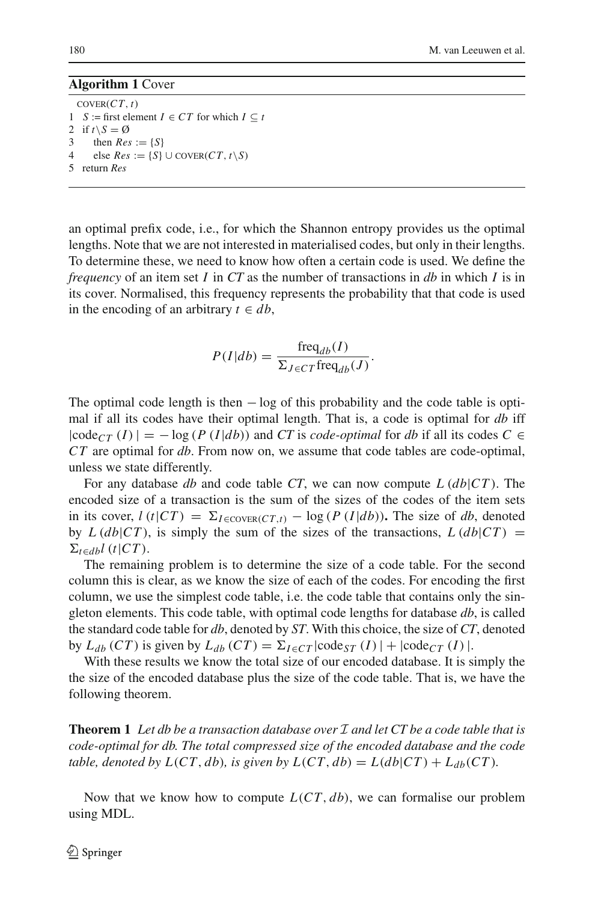**Algorithm 1** Cover

```
  COVER(CT, t)
1  S := first element I ∈ CT for which I ⊆ t
2  if t\S = ∅
3     then Res := {S}
4     else Res := {S} ∪ COVER(CT, t\S)
5  return Res
```

an optimal prefix code, i.e., for which the Shannon entropy provides us the optimal lengths. Note that we are not interested in materialised codes, but only in their lengths. To determine these, we need to know how often a certain code is used. We define the *frequency* of an item set $I$ in *CT* as the number of transactions in *db* in which $I$ is in its cover. Normalised, this frequency represents the probability that that code is used in the encoding of an arbitrary $t \in db$,

$$P(I|db) = \frac{\text{freq}_{db}(I)}{\Sigma_{J \in CT} \text{freq}_{db}(J)}.$$

The optimal code length is then $-\log$ of this probability and the code table is optimal if all its codes have their optimal length. That is, a code is optimal for *db* iff $|\text{code}_{CT}(I)| = -\log(P(I|db))$ and *CT* is *code-optimal* for *db* if all its codes $C \in CT$ are optimal for *db*. From now on, we assume that code tables are code-optimal, unless we state differently.

For any database *db* and code table *CT*, we can now compute $L(db|CT)$. The encoded size of a transaction is the sum of the sizes of the codes of the item sets in its cover, $l(t|CT) = \Sigma_{I \in \text{COVER}(CT,t)} - \log(P(I|db))$**.** The size of *db*, denoted by $L(db|CT)$, is simply the sum of the sizes of the transactions, $L(db|CT) = \Sigma_{t \in db} l(t|CT)$.

The remaining problem is to determine the size of a code table. For the second column this is clear, as we know the size of each of the codes. For encoding the first column, we use the simplest code table, i.e. the code table that contains only the singleton elements. This code table, with optimal code lengths for database *db*, is called the standard code table for *db*, denoted by *ST*. With this choice, the size of *CT*, denoted by $L_{db}(CT)$ is given by $L_{db}(CT) = \Sigma_{I \in CT} |\text{code}_{ST}(I)| + |\text{code}_{CT}(I)|$.

With these results we know the total size of our encoded database. It is simply the the size of the encoded database plus the size of the code table. That is, we have the following theorem.

**Theorem 1** *Let db be a transaction database over $\mathcal{I}$ and let CT be a code table that is code-optimal for db. The total compressed size of the encoded database and the code table, denoted by $L(CT, db)$, is given by $L(CT, db) = L(db|CT) + L_{db}(CT)$.*

Now that we know how to compute $L(CT, db)$, we can formalise our problem using MDL.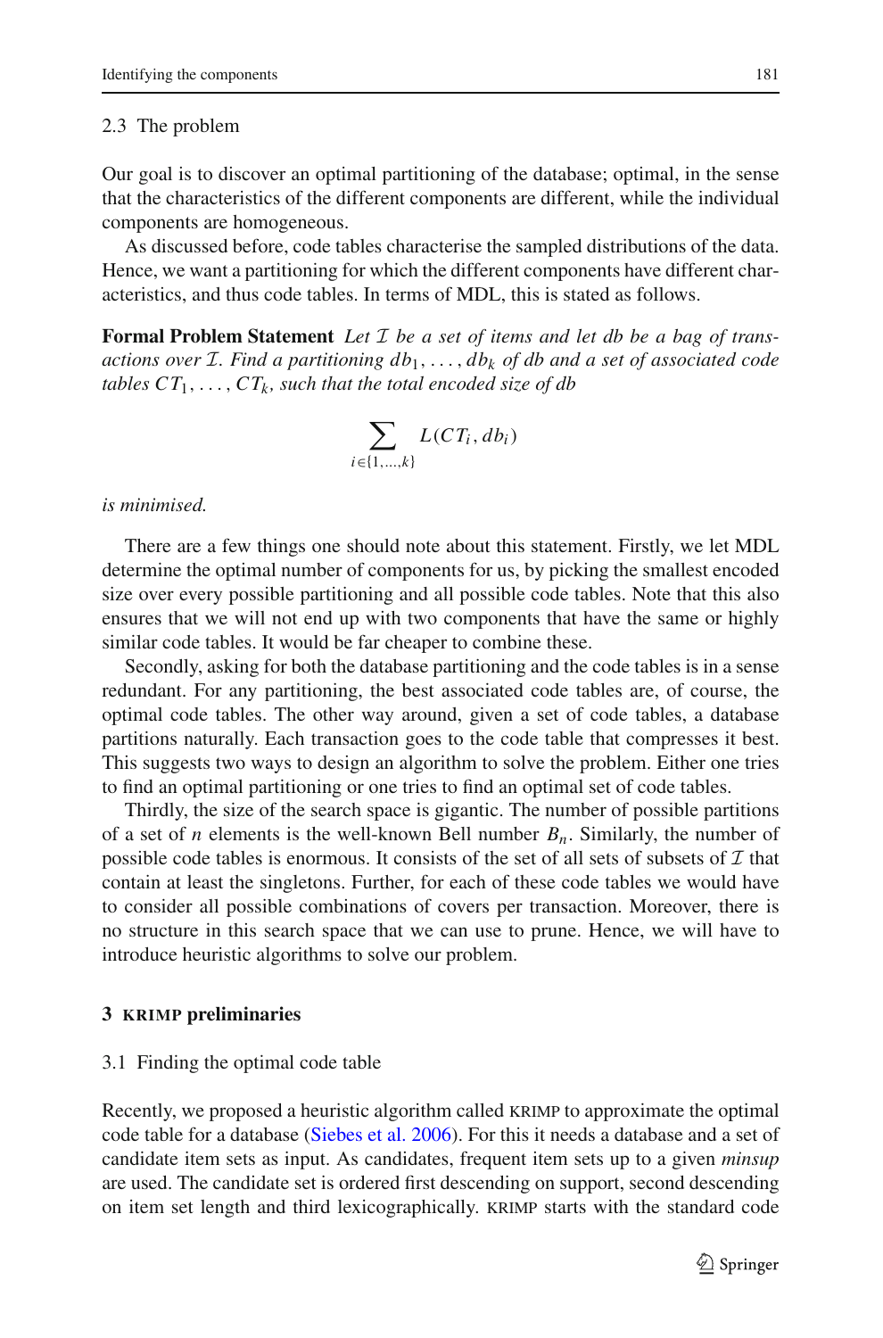### 2.3 The problem

Our goal is to discover an optimal partitioning of the database; optimal, in the sense that the characteristics of the different components are different, while the individual components are homogeneous.

As discussed before, code tables characterise the sampled distributions of the data. Hence, we want a partitioning for which the different components have different characteristics, and thus code tables. In terms of MDL, this is stated as follows.

**Formal Problem Statement** *Let $\mathcal{I}$ be a set of items and let db be a bag of transactions over $\mathcal{I}$. Find a partitioning $db_1, \ldots, db_k$ of db and a set of associated code tables $CT_1, \ldots, CT_k$, such that the total encoded size of db*

$$\sum_{i \in \{1,\ldots,k\}} L(CT_i, db_i)$$

*is minimised.*

There are a few things one should note about this statement. Firstly, we let MDL determine the optimal number of components for us, by picking the smallest encoded size over every possible partitioning and all possible code tables. Note that this also ensures that we will not end up with two components that have the same or highly similar code tables. It would be far cheaper to combine these.

Secondly, asking for both the database partitioning and the code tables is in a sense redundant. For any partitioning, the best associated code tables are, of course, the optimal code tables. The other way around, given a set of code tables, a database partitions naturally. Each transaction goes to the code table that compresses it best. This suggests two ways to design an algorithm to solve the problem. Either one tries to find an optimal partitioning or one tries to find an optimal set of code tables.

Thirdly, the size of the search space is gigantic. The number of possible partitions of a set of $n$ elements is the well-known Bell number $B_n$. Similarly, the number of possible code tables is enormous. It consists of the set of all sets of subsets of $\mathcal{I}$ that contain at least the singletons. Further, for each of these code tables we would have to consider all possible combinations of covers per transaction. Moreover, there is no structure in this search space that we can use to prune. Hence, we will have to introduce heuristic algorithms to solve our problem.

## 3 KRIMP preliminaries

### 3.1 Finding the optimal code table

Recently, we proposed a heuristic algorithm called KRIMP to approximate the optimal code table for a database (Siebes et al. 2006). For this it needs a database and a set of candidate item sets as input. As candidates, frequent item sets up to a given *minsup* are used. The candidate set is ordered first descending on support, second descending on item set length and third lexicographically. KRIMP starts with the standard code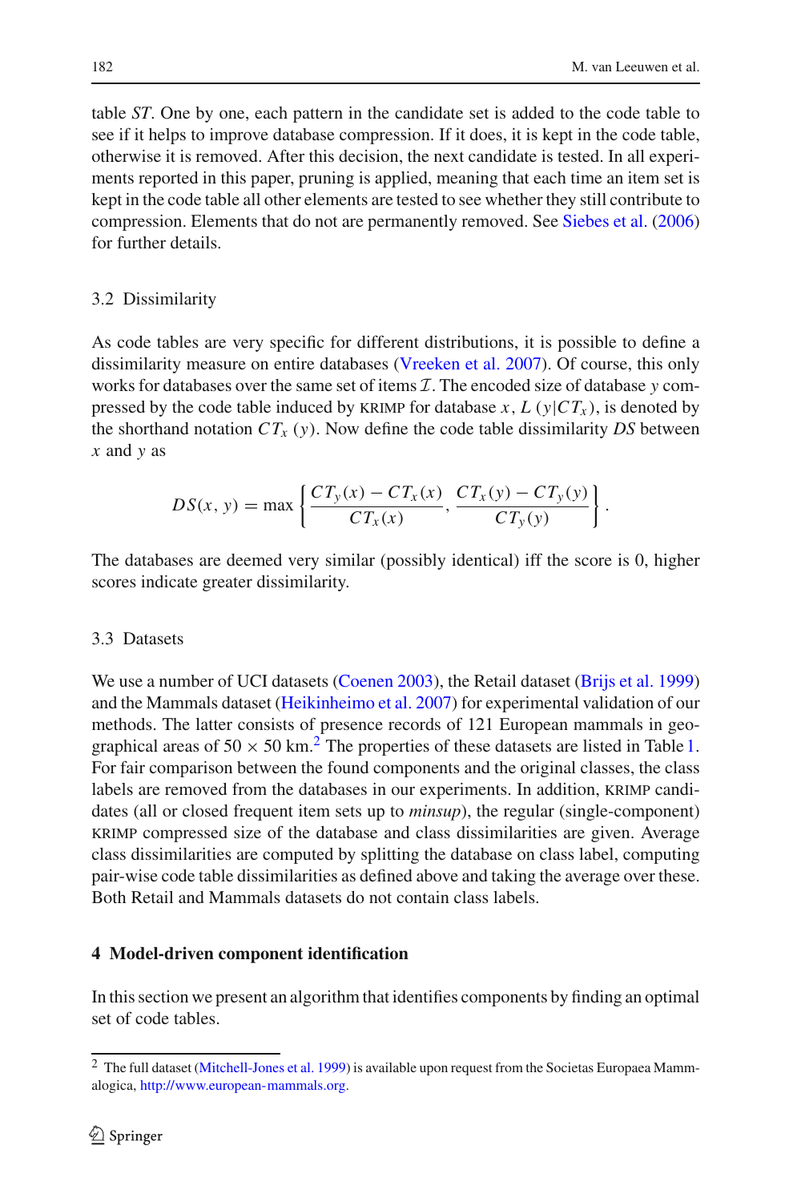table *ST*. One by one, each pattern in the candidate set is added to the code table to see if it helps to improve database compression. If it does, it is kept in the code table, otherwise it is removed. After this decision, the next candidate is tested. In all experiments reported in this paper, pruning is applied, meaning that each time an item set is kept in the code table all other elements are tested to see whether they still contribute to compression. Elements that do not are permanently removed. See Siebes et al. (2006) for further details.

### 3.2 Dissimilarity

As code tables are very specific for different distributions, it is possible to define a dissimilarity measure on entire databases (Vreeken et al. 2007). Of course, this only works for databases over the same set of items $\mathcal{I}$. The encoded size of database $y$ compressed by the code table induced by KRIMP for database $x$, $L(y|CT_x)$, is denoted by the shorthand notation $CT_x(y)$. Now define the code table dissimilarity *DS* between $x$ and $y$ as

$$DS(x, y) = \max\left\{\frac{CT_y(x) - CT_x(x)}{CT_x(x)}, \frac{CT_x(y) - CT_y(y)}{CT_y(y)}\right\}.$$

The databases are deemed very similar (possibly identical) iff the score is 0, higher scores indicate greater dissimilarity.

### 3.3 Datasets

We use a number of UCI datasets (Coenen 2003), the Retail dataset (Brijs et al. 1999) and the Mammals dataset (Heikinheimo et al. 2007) for experimental validation of our methods. The latter consists of presence records of 121 European mammals in geographical areas of 50 × 50 km.[2] The properties of these datasets are listed in Table 1. For fair comparison between the found components and the original classes, the class labels are removed from the databases in our experiments. In addition, KRIMP candidates (all or closed frequent item sets up to *minsup*), the regular (single-component) KRIMP compressed size of the database and class dissimilarities are given. Average class dissimilarities are computed by splitting the database on class label, computing pair-wise code table dissimilarities as defined above and taking the average over these. Both Retail and Mammals datasets do not contain class labels.

## 4 Model-driven component identification

In this section we present an algorithm that identifies components by finding an optimal set of code tables.

[2] The full dataset (Mitchell-Jones et al. 1999) is available upon request from the Societas Europaea Mammalogica, http://www.european-mammals.org.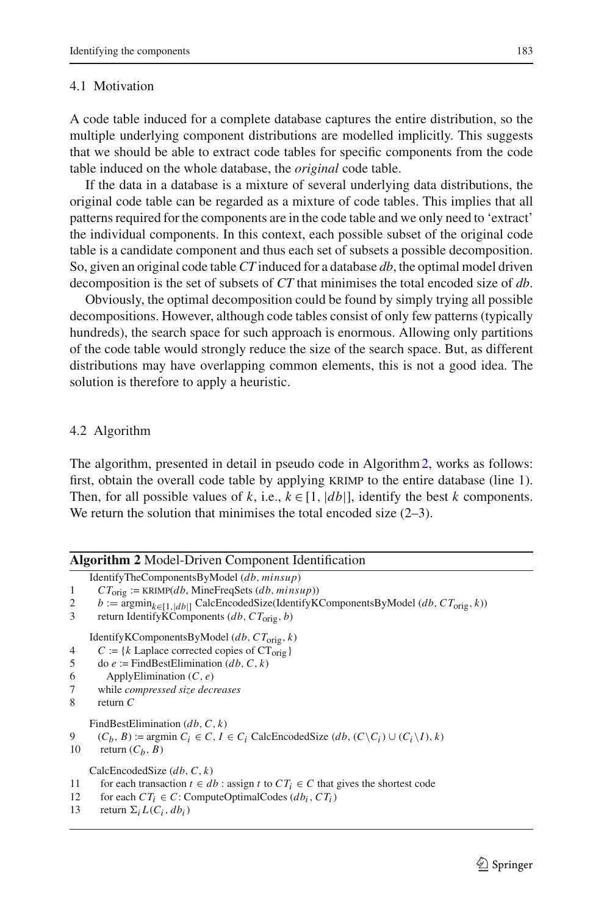### 4.1 Motivation

A code table induced for a complete database captures the entire distribution, so the multiple underlying component distributions are modelled implicitly. This suggests that we should be able to extract code tables for specific components from the code table induced on the whole database, the *original* code table.

If the data in a database is a mixture of several underlying data distributions, the original code table can be regarded as a mixture of code tables. This implies that all patterns required for the components are in the code table and we only need to 'extract' the individual components. In this context, each possible subset of the original code table is a candidate component and thus each set of subsets a possible decomposition. So, given an original code table *CT* induced for a database *db*, the optimal model driven decomposition is the set of subsets of *CT* that minimises the total encoded size of *db*.

Obviously, the optimal decomposition could be found by simply trying all possible decompositions. However, although code tables consist of only few patterns (typically hundreds), the search space for such approach is enormous. Allowing only partitions of the code table would strongly reduce the size of the search space. But, as different distributions may have overlapping common elements, this is not a good idea. The solution is therefore to apply a heuristic.

### 4.2 Algorithm

The algorithm, presented in detail in pseudo code in Algorithm 2, works as follows: first, obtain the overall code table by applying KRIMP to the entire database (line 1). Then, for all possible values of $k$, i.e., $k \in [1, |db|]$, identify the best $k$ components. We return the solution that minimises the total encoded size (2–3).

**Algorithm 2** Model-Driven Component Identification

IdentifyTheComponentsByModel ($db$, $minsup$)
1. $CT_{\text{orig}}$ := KRIMP($db$, MineFreqSets ($db$, $minsup$))
2. $b$ := $\text{argmin}_{k \in [1,|db|]}$ CalcEncodedSize(IdentifyKComponentsByModel ($db$, $CT_{\text{orig}}$, $k$))
3. return IdentifyKComponents ($db$, $CT_{\text{orig}}$, $b$)

IdentifyKComponentsByModel ($db$, $CT_{\text{orig}}$, $k$)

4. $C$ := {$k$ Laplace corrected copies of $\text{CT}_{\text{orig}}$}
5. do $e$ := FindBestElimination ($db$, $C$, $k$)
6. ApplyElimination ($C$, $e$)
7. while *compressed size decreases*
8. return $C$

FindBestElimination ($db$, $C$, $k$)

9. $(C_b, B)$ := argmin $C_i \in C$, $I \in C_i$ CalcEncodedSize ($db$, $(C \backslash C_i) \cup (C_i \backslash I)$, $k$)
10. return $(C_b, B)$

CalcEncodedSize ($db$, $C$, $k$)

11. for each transaction $t \in db$ : assign $t$ to $CT_i \in C$ that gives the shortest code
12. for each $CT_i \in C$: ComputeOptimalCodes ($db_i$, $CT_i$)
13. return $\Sigma_i L(C_i, db_i)$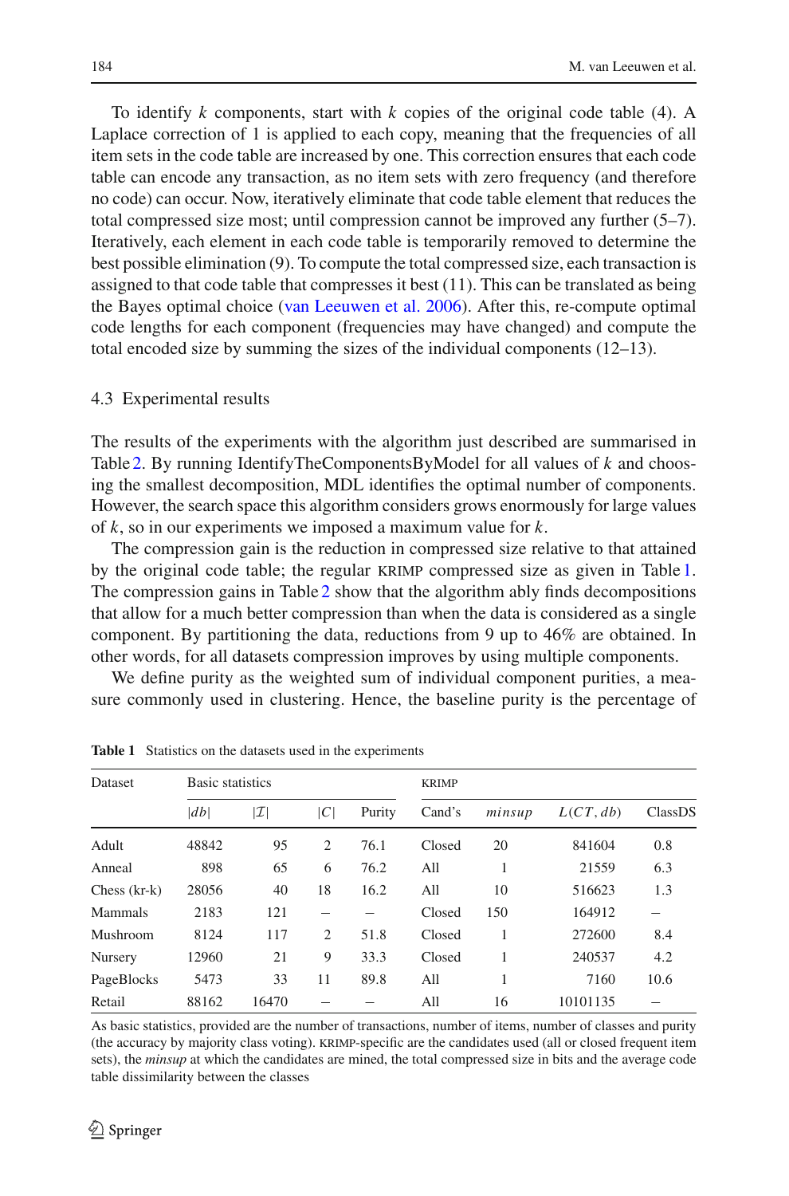To identify $k$ components, start with $k$ copies of the original code table (4). A Laplace correction of 1 is applied to each copy, meaning that the frequencies of all item sets in the code table are increased by one. This correction ensures that each code table can encode any transaction, as no item sets with zero frequency (and therefore no code) can occur. Now, iteratively eliminate that code table element that reduces the total compressed size most; until compression cannot be improved any further (5–7). Iteratively, each element in each code table is temporarily removed to determine the best possible elimination (9). To compute the total compressed size, each transaction is assigned to that code table that compresses it best (11). This can be translated as being the Bayes optimal choice (van Leeuwen et al. 2006). After this, re-compute optimal code lengths for each component (frequencies may have changed) and compute the total encoded size by summing the sizes of the individual components (12–13).

### 4.3 Experimental results

The results of the experiments with the algorithm just described are summarised in Table 2. By running IdentifyTheComponentsByModel for all values of $k$ and choosing the smallest decomposition, MDL identifies the optimal number of components. However, the search space this algorithm considers grows enormously for large values of $k$, so in our experiments we imposed a maximum value for $k$.

The compression gain is the reduction in compressed size relative to that attained by the original code table; the regular KRIMP compressed size as given in Table 1. The compression gains in Table 2 show that the algorithm ably finds decompositions that allow for a much better compression than when the data is considered as a single component. By partitioning the data, reductions from 9 up to 46% are obtained. In other words, for all datasets compression improves by using multiple components.

We define purity as the weighted sum of individual component purities, a measure commonly used in clustering. Hence, the baseline purity is the percentage of

**Table 1** Statistics on the datasets used in the experiments

| Dataset | Basic statistics | | | | KRIMP | | | |
|---|---|---|---|---|---|---|---|---|
| | $\lvert db\rvert$ | $\lvert\mathcal{I}\rvert$ | $\lvert C\rvert$ | Purity | Cand's | *minsup* | $L(CT, db)$ | ClassDS |
| Adult | 48842 | 95 | 2 | 76.1 | Closed | 20 | 841604 | 0.8 |
| Anneal | 898 | 65 | 6 | 76.2 | All | 1 | 21559 | 6.3 |
| Chess (kr-k) | 28056 | 40 | 18 | 16.2 | All | 10 | 516623 | 1.3 |
| Mammals | 2183 | 121 | – | – | Closed | 150 | 164912 | – |
| Mushroom | 8124 | 117 | 2 | 51.8 | Closed | 1 | 272600 | 8.4 |
| Nursery | 12960 | 21 | 9 | 33.3 | Closed | 1 | 240537 | 4.2 |
| PageBlocks | 5473 | 33 | 11 | 89.8 | All | 1 | 7160 | 10.6 |
| Retail | 88162 | 16470 | – | – | All | 16 | 10101135 | – |

As basic statistics, provided are the number of transactions, number of items, number of classes and purity (the accuracy by majority class voting). KRIMP-specific are the candidates used (all or closed frequent item sets), the *minsup* at which the candidates are mined, the total compressed size in bits and the average code table dissimilarity between the classes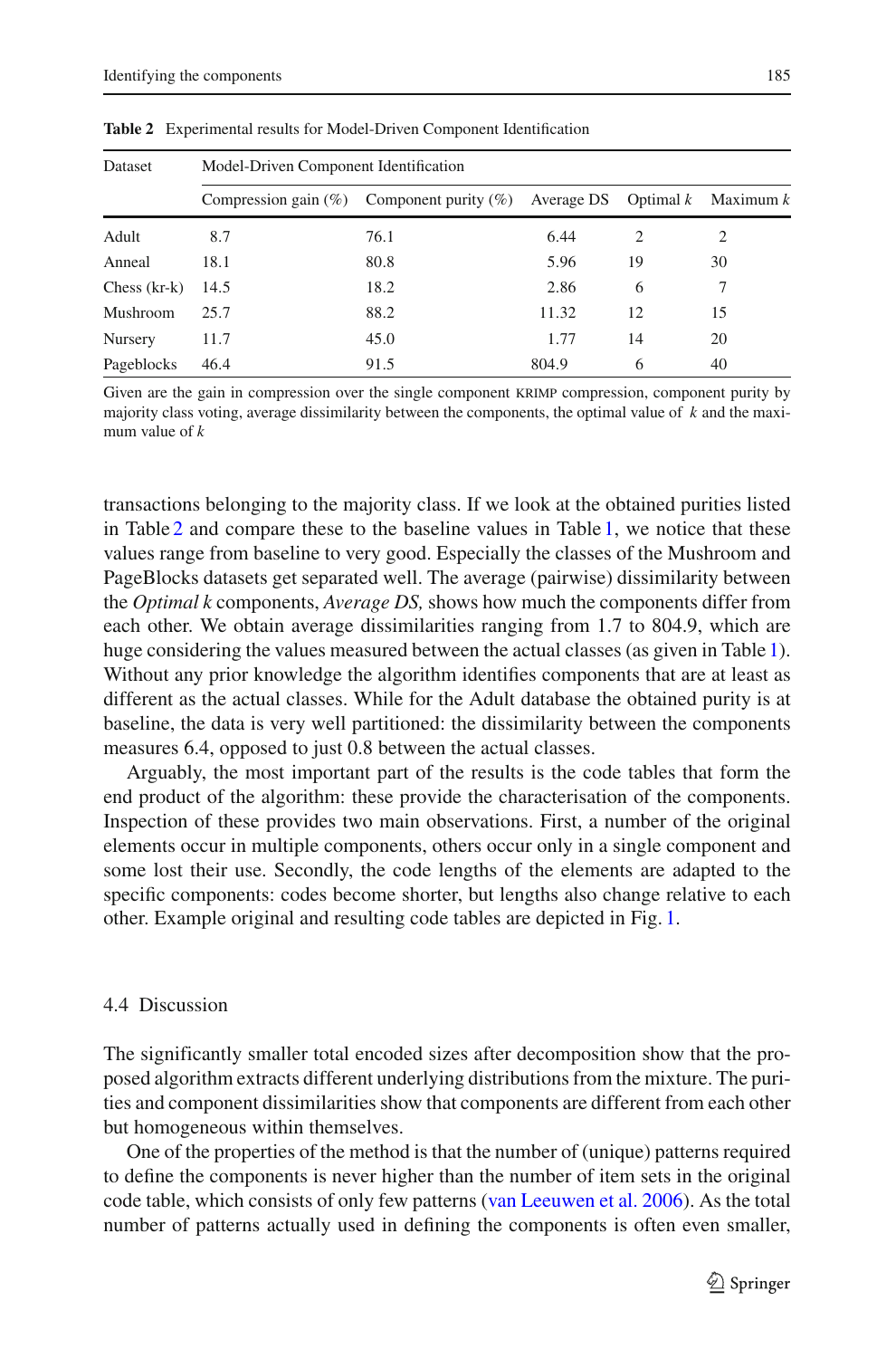**Table 2** Experimental results for Model-Driven Component Identification

| Dataset | Model-Driven Component Identification | | | | |
|---|---|---|---|---|---|
| | Compression gain (%) | Component purity (%) | Average DS | Optimal $k$ | Maximum $k$ |
| Adult | 8.7 | 76.1 | 6.44 | 2 | 2 |
| Anneal | 18.1 | 80.8 | 5.96 | 19 | 30 |
| Chess (kr-k) | 14.5 | 18.2 | 2.86 | 6 | 7 |
| Mushroom | 25.7 | 88.2 | 11.32 | 12 | 15 |
| Nursery | 11.7 | 45.0 | 1.77 | 14 | 20 |
| Pageblocks | 46.4 | 91.5 | 804.9 | 6 | 40 |

Given are the gain in compression over the single component KRIMP compression, component purity by majority class voting, average dissimilarity between the components, the optimal value of $k$ and the maximum value of $k$

transactions belonging to the majority class. If we look at the obtained purities listed in Table 2 and compare these to the baseline values in Table 1, we notice that these values range from baseline to very good. Especially the classes of the Mushroom and PageBlocks datasets get separated well. The average (pairwise) dissimilarity between the *Optimal k* components, *Average DS,* shows how much the components differ from each other. We obtain average dissimilarities ranging from 1.7 to 804.9, which are huge considering the values measured between the actual classes (as given in Table 1). Without any prior knowledge the algorithm identifies components that are at least as different as the actual classes. While for the Adult database the obtained purity is at baseline, the data is very well partitioned: the dissimilarity between the components measures 6.4, opposed to just 0.8 between the actual classes.

Arguably, the most important part of the results is the code tables that form the end product of the algorithm: these provide the characterisation of the components. Inspection of these provides two main observations. First, a number of the original elements occur in multiple components, others occur only in a single component and some lost their use. Secondly, the code lengths of the elements are adapted to the specific components: codes become shorter, but lengths also change relative to each other. Example original and resulting code tables are depicted in Fig. 1.

## 4.4 Discussion

The significantly smaller total encoded sizes after decomposition show that the proposed algorithm extracts different underlying distributions from the mixture. The purities and component dissimilarities show that components are different from each other but homogeneous within themselves.

One of the properties of the method is that the number of (unique) patterns required to define the components is never higher than the number of item sets in the original code table, which consists of only few patterns (van Leeuwen et al. 2006). As the total number of patterns actually used in defining the components is often even smaller,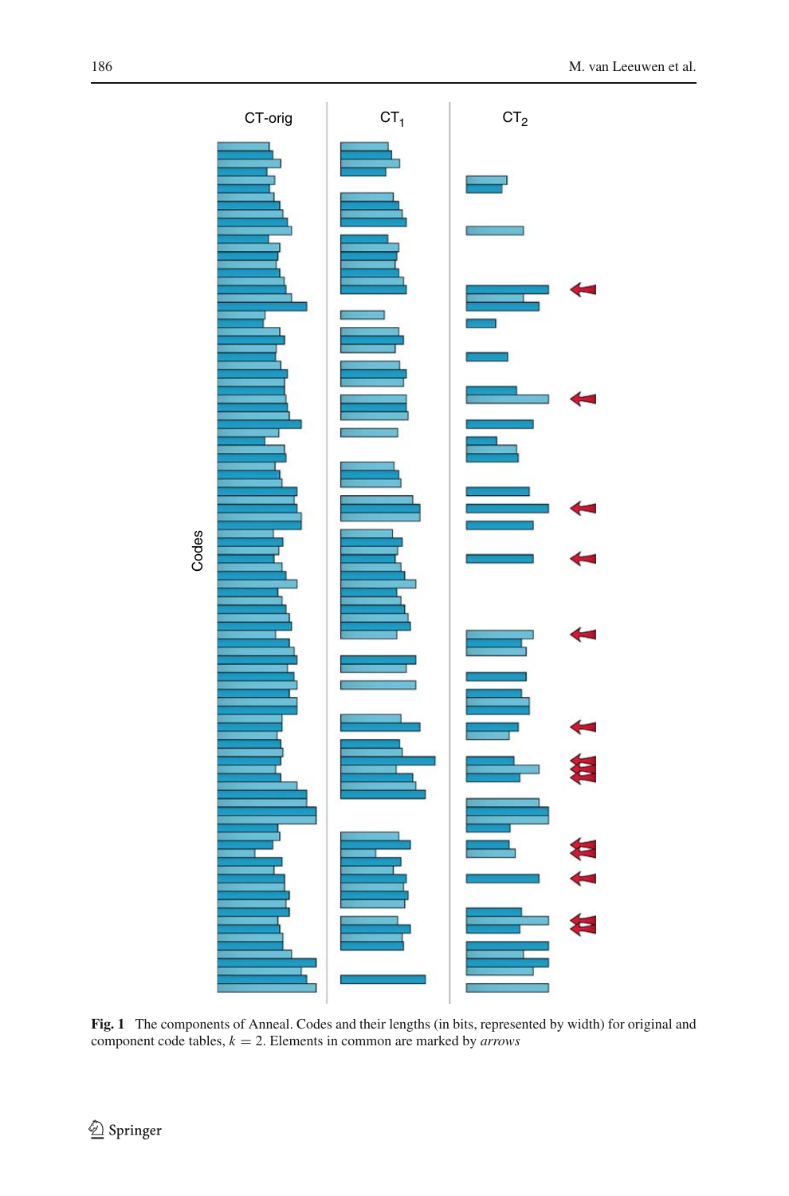**Fig. 1** The components of Anneal. Codes and their lengths (in bits, represented by width) for original and component code tables, $k = 2$. Elements in common are marked by *arrows*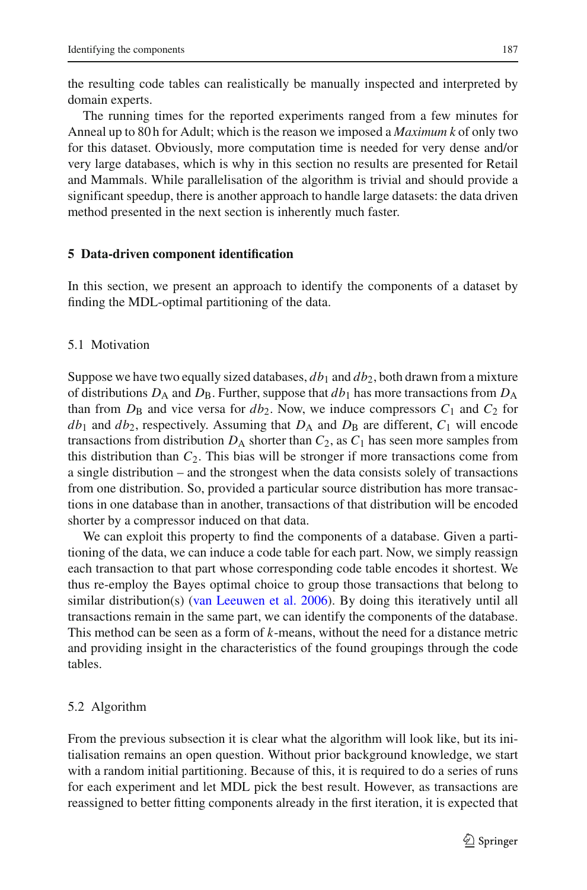the resulting code tables can realistically be manually inspected and interpreted by domain experts.

The running times for the reported experiments ranged from a few minutes for Anneal up to 80 h for Adult; which is the reason we imposed a *Maximum k* of only two for this dataset. Obviously, more computation time is needed for very dense and/or very large databases, which is why in this section no results are presented for Retail and Mammals. While parallelisation of the algorithm is trivial and should provide a significant speedup, there is another approach to handle large datasets: the data driven method presented in the next section is inherently much faster.

## 5 Data-driven component identification

In this section, we present an approach to identify the components of a dataset by finding the MDL-optimal partitioning of the data.

### 5.1 Motivation

Suppose we have two equally sized databases, $db_1$ and $db_2$, both drawn from a mixture of distributions $D_A$ and $D_B$. Further, suppose that $db_1$ has more transactions from $D_A$ than from $D_B$ and vice versa for $db_2$. Now, we induce compressors $C_1$ and $C_2$ for $db_1$ and $db_2$, respectively. Assuming that $D_A$ and $D_B$ are different, $C_1$ will encode transactions from distribution $D_A$ shorter than $C_2$, as $C_1$ has seen more samples from this distribution than $C_2$. This bias will be stronger if more transactions come from a single distribution – and the strongest when the data consists solely of transactions from one distribution. So, provided a particular source distribution has more transactions in one database than in another, transactions of that distribution will be encoded shorter by a compressor induced on that data.

We can exploit this property to find the components of a database. Given a partitioning of the data, we can induce a code table for each part. Now, we simply reassign each transaction to that part whose corresponding code table encodes it shortest. We thus re-employ the Bayes optimal choice to group those transactions that belong to similar distribution(s) (van Leeuwen et al. 2006). By doing this iteratively until all transactions remain in the same part, we can identify the components of the database. This method can be seen as a form of $k$-means, without the need for a distance metric and providing insight in the characteristics of the found groupings through the code tables.

### 5.2 Algorithm

From the previous subsection it is clear what the algorithm will look like, but its initialisation remains an open question. Without prior background knowledge, we start with a random initial partitioning. Because of this, it is required to do a series of runs for each experiment and let MDL pick the best result. However, as transactions are reassigned to better fitting components already in the first iteration, it is expected that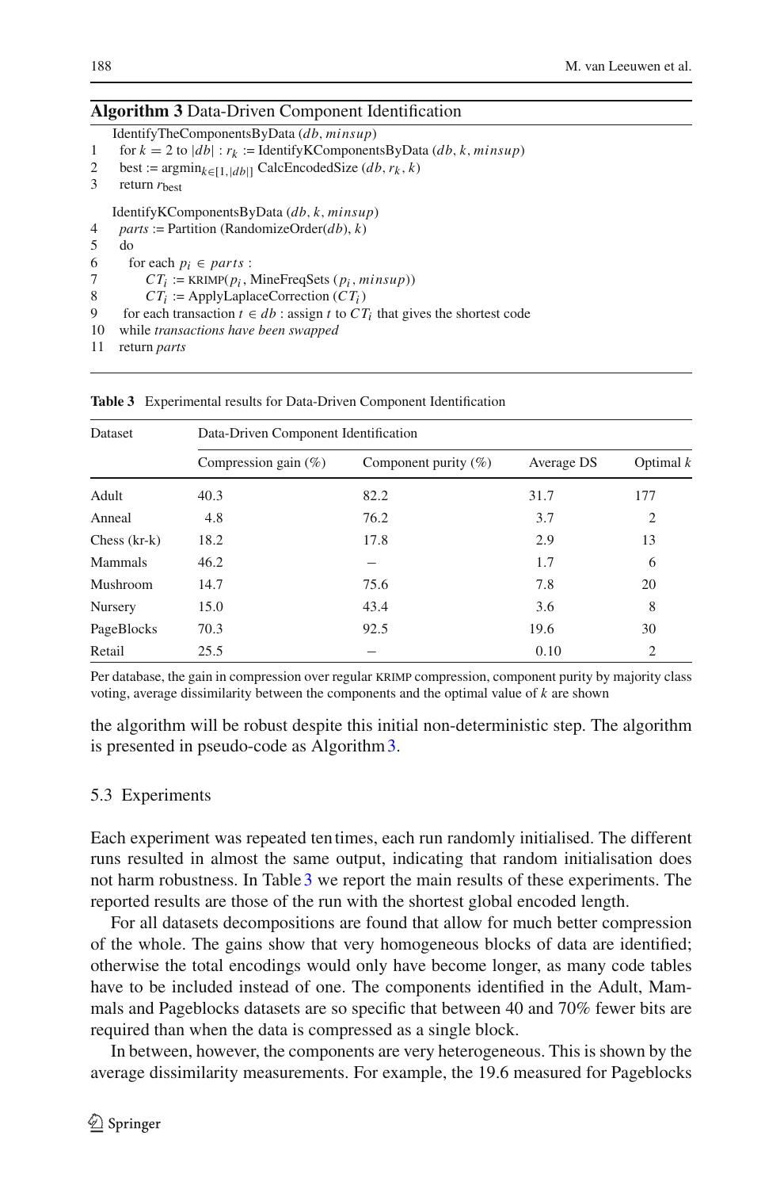**Algorithm 3** Data-Driven Component Identification

```
   IdentifyTheComponentsByData (db, minsup)
1  for k = 2 to |db| : r_k := IdentifyKComponentsByData (db, k, minsup)
2  best := argmin_{k∈[1,|db|]} CalcEncodedSize (db, r_k, k)
3  return r_best

   IdentifyKComponentsByData (db, k, minsup)
4  parts := Partition (RandomizeOrder(db), k)
5  do
6    for each p_i ∈ parts :
7      CT_i := KRIMP(p_i, MineFreqSets (p_i, minsup))
8      CT_i := ApplyLaplaceCorrection (CT_i)
9    for each transaction t ∈ db : assign t to CT_i that gives the shortest code
10 while transactions have been swapped
11 return parts
```

**Table 3** Experimental results for Data-Driven Component Identification

| Dataset | Data-Driven Component Identification | | | |
|---|---|---|---|---|
| | Compression gain (%) | Component purity (%) | Average DS | Optimal $k$ |
| Adult | 40.3 | 82.2 | 31.7 | 177 |
| Anneal | 4.8 | 76.2 | 3.7 | 2 |
| Chess (kr-k) | 18.2 | 17.8 | 2.9 | 13 |
| Mammals | 46.2 | – | 1.7 | 6 |
| Mushroom | 14.7 | 75.6 | 7.8 | 20 |
| Nursery | 15.0 | 43.4 | 3.6 | 8 |
| PageBlocks | 70.3 | 92.5 | 19.6 | 30 |
| Retail | 25.5 | – | 0.10 | 2 |

Per database, the gain in compression over regular KRIMP compression, component purity by majority class voting, average dissimilarity between the components and the optimal value of $k$ are shown

the algorithm will be robust despite this initial non-deterministic step. The algorithm is presented in pseudo-code as Algorithm 3.

### 5.3 Experiments

Each experiment was repeated ten times, each run randomly initialised. The different runs resulted in almost the same output, indicating that random initialisation does not harm robustness. In Table 3 we report the main results of these experiments. The reported results are those of the run with the shortest global encoded length.

For all datasets decompositions are found that allow for much better compression of the whole. The gains show that very homogeneous blocks of data are identified; otherwise the total encodings would only have become longer, as many code tables have to be included instead of one. The components identified in the Adult, Mammals and Pageblocks datasets are so specific that between 40 and 70% fewer bits are required than when the data is compressed as a single block.

In between, however, the components are very heterogeneous. This is shown by the average dissimilarity measurements. For example, the 19.6 measured for Pageblocks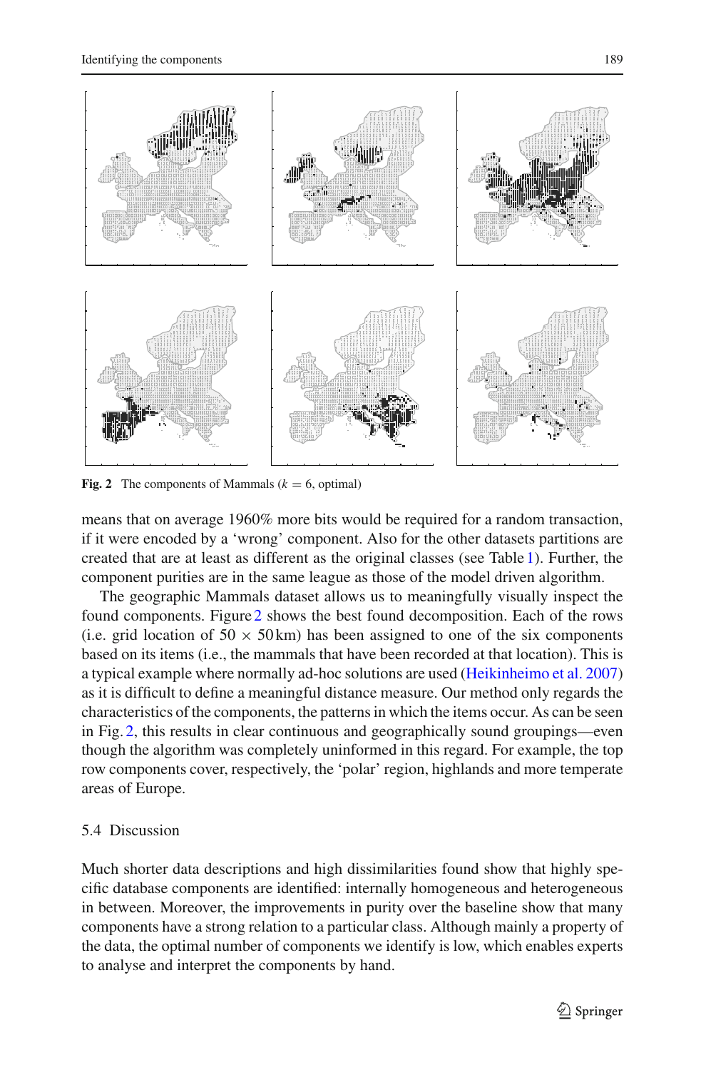**Fig. 2** The components of Mammals ($k = 6$, optimal)

means that on average 1960% more bits would be required for a random transaction, if it were encoded by a 'wrong' component. Also for the other datasets partitions are created that are at least as different as the original classes (see Table 1). Further, the component purities are in the same league as those of the model driven algorithm.

The geographic Mammals dataset allows us to meaningfully visually inspect the found components. Figure 2 shows the best found decomposition. Each of the rows (i.e. grid location of $50 \times 50$ km) has been assigned to one of the six components based on its items (i.e., the mammals that have been recorded at that location). This is a typical example where normally ad-hoc solutions are used (Heikinheimo et al. 2007) as it is difficult to define a meaningful distance measure. Our method only regards the characteristics of the components, the patterns in which the items occur. As can be seen in Fig. 2, this results in clear continuous and geographically sound groupings—even though the algorithm was completely uninformed in this regard. For example, the top row components cover, respectively, the 'polar' region, highlands and more temperate areas of Europe.

## 5.4 Discussion

Much shorter data descriptions and high dissimilarities found show that highly specific database components are identified: internally homogeneous and heterogeneous in between. Moreover, the improvements in purity over the baseline show that many components have a strong relation to a particular class. Although mainly a property of the data, the optimal number of components we identify is low, which enables experts to analyse and interpret the components by hand.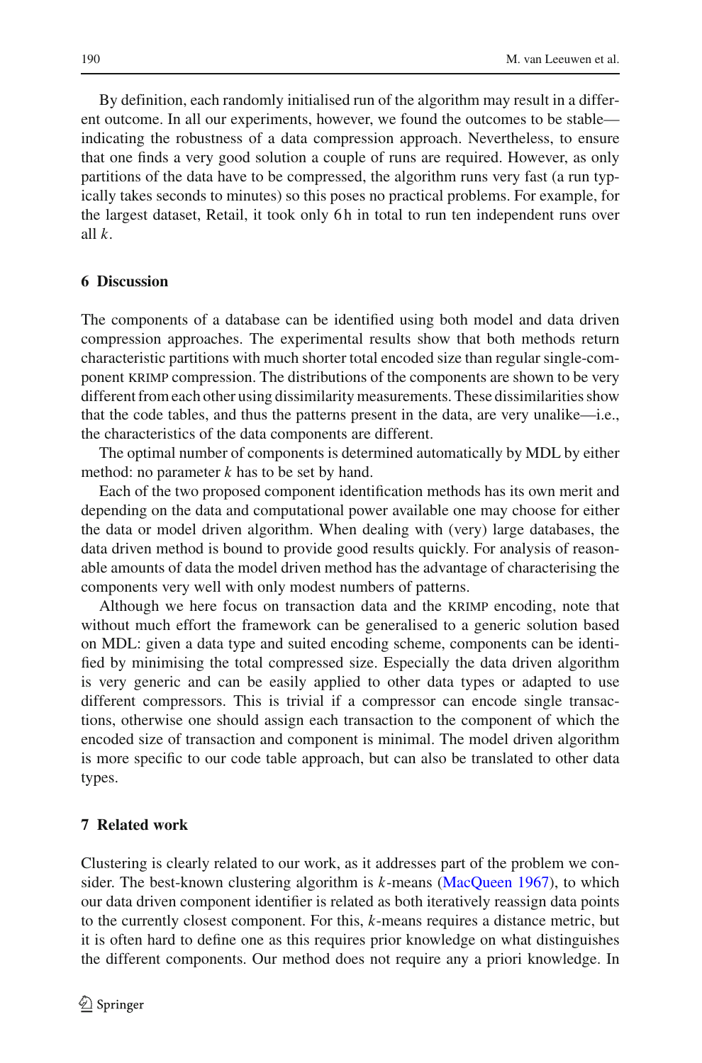By definition, each randomly initialised run of the algorithm may result in a different outcome. In all our experiments, however, we found the outcomes to be stable—indicating the robustness of a data compression approach. Nevertheless, to ensure that one finds a very good solution a couple of runs are required. However, as only partitions of the data have to be compressed, the algorithm runs very fast (a run typically takes seconds to minutes) so this poses no practical problems. For example, for the largest dataset, Retail, it took only 6 h in total to run ten independent runs over all $k$.

## 6 Discussion

The components of a database can be identified using both model and data driven compression approaches. The experimental results show that both methods return characteristic partitions with much shorter total encoded size than regular single-component KRIMP compression. The distributions of the components are shown to be very different from each other using dissimilarity measurements. These dissimilarities show that the code tables, and thus the patterns present in the data, are very unalike—i.e., the characteristics of the data components are different.

The optimal number of components is determined automatically by MDL by either method: no parameter $k$ has to be set by hand.

Each of the two proposed component identification methods has its own merit and depending on the data and computational power available one may choose for either the data or model driven algorithm. When dealing with (very) large databases, the data driven method is bound to provide good results quickly. For analysis of reasonable amounts of data the model driven method has the advantage of characterising the components very well with only modest numbers of patterns.

Although we here focus on transaction data and the KRIMP encoding, note that without much effort the framework can be generalised to a generic solution based on MDL: given a data type and suited encoding scheme, components can be identified by minimising the total compressed size. Especially the data driven algorithm is very generic and can be easily applied to other data types or adapted to use different compressors. This is trivial if a compressor can encode single transactions, otherwise one should assign each transaction to the component of which the encoded size of transaction and component is minimal. The model driven algorithm is more specific to our code table approach, but can also be translated to other data types.

## 7 Related work

Clustering is clearly related to our work, as it addresses part of the problem we consider. The best-known clustering algorithm is $k$-means (MacQueen 1967), to which our data driven component identifier is related as both iteratively reassign data points to the currently closest component. For this, $k$-means requires a distance metric, but it is often hard to define one as this requires prior knowledge on what distinguishes the different components. Our method does not require any a priori knowledge. In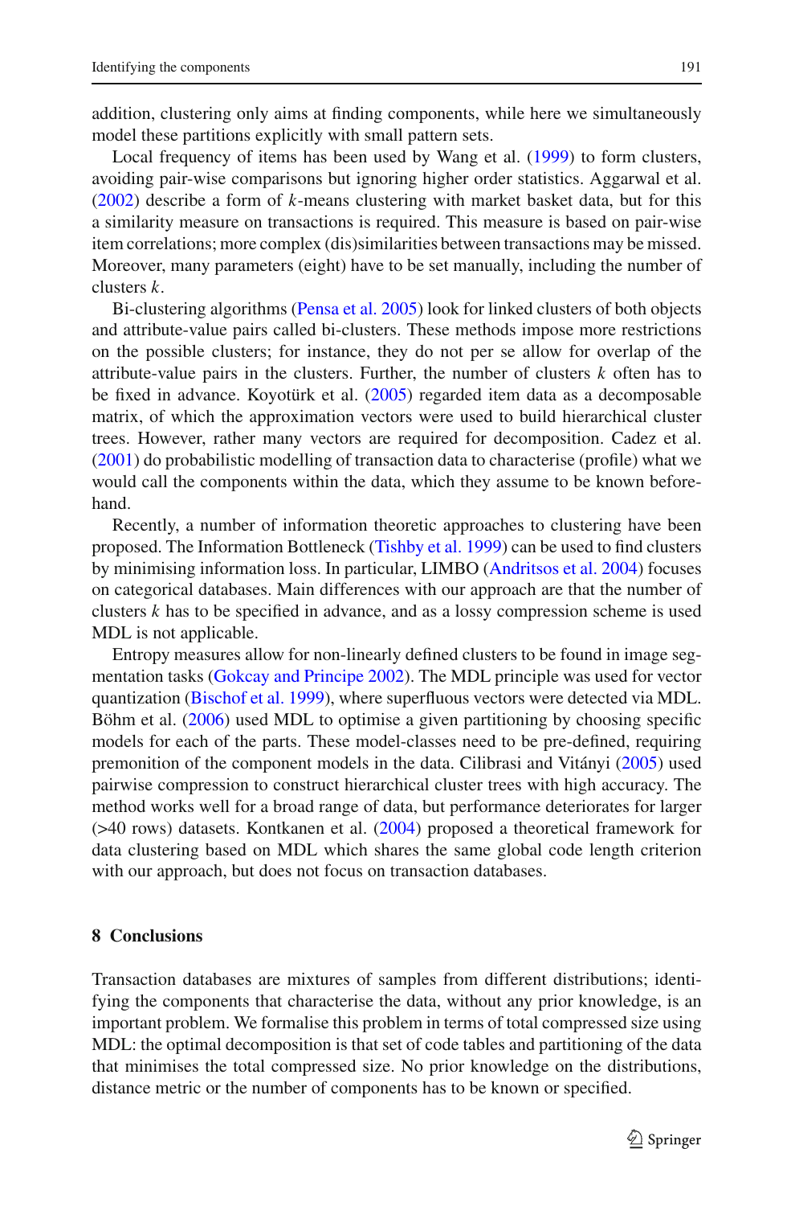addition, clustering only aims at finding components, while here we simultaneously model these partitions explicitly with small pattern sets.

Local frequency of items has been used by Wang et al. (1999) to form clusters, avoiding pair-wise comparisons but ignoring higher order statistics. Aggarwal et al. (2002) describe a form of $k$-means clustering with market basket data, but for this a similarity measure on transactions is required. This measure is based on pair-wise item correlations; more complex (dis)similarities between transactions may be missed. Moreover, many parameters (eight) have to be set manually, including the number of clusters $k$.

Bi-clustering algorithms (Pensa et al. 2005) look for linked clusters of both objects and attribute-value pairs called bi-clusters. These methods impose more restrictions on the possible clusters; for instance, they do not per se allow for overlap of the attribute-value pairs in the clusters. Further, the number of clusters $k$ often has to be fixed in advance. Koyotürk et al. (2005) regarded item data as a decomposable matrix, of which the approximation vectors were used to build hierarchical cluster trees. However, rather many vectors are required for decomposition. Cadez et al. (2001) do probabilistic modelling of transaction data to characterise (profile) what we would call the components within the data, which they assume to be known beforehand.

Recently, a number of information theoretic approaches to clustering have been proposed. The Information Bottleneck (Tishby et al. 1999) can be used to find clusters by minimising information loss. In particular, LIMBO (Andritsos et al. 2004) focuses on categorical databases. Main differences with our approach are that the number of clusters $k$ has to be specified in advance, and as a lossy compression scheme is used MDL is not applicable.

Entropy measures allow for non-linearly defined clusters to be found in image segmentation tasks (Gokcay and Principe 2002). The MDL principle was used for vector quantization (Bischof et al. 1999), where superfluous vectors were detected via MDL. Böhm et al. (2006) used MDL to optimise a given partitioning by choosing specific models for each of the parts. These model-classes need to be pre-defined, requiring premonition of the component models in the data. Cilibrasi and Vitányi (2005) used pairwise compression to construct hierarchical cluster trees with high accuracy. The method works well for a broad range of data, but performance deteriorates for larger (>40 rows) datasets. Kontkanen et al. (2004) proposed a theoretical framework for data clustering based on MDL which shares the same global code length criterion with our approach, but does not focus on transaction databases.

## 8 Conclusions

Transaction databases are mixtures of samples from different distributions; identifying the components that characterise the data, without any prior knowledge, is an important problem. We formalise this problem in terms of total compressed size using MDL: the optimal decomposition is that set of code tables and partitioning of the data that minimises the total compressed size. No prior knowledge on the distributions, distance metric or the number of components has to be known or specified.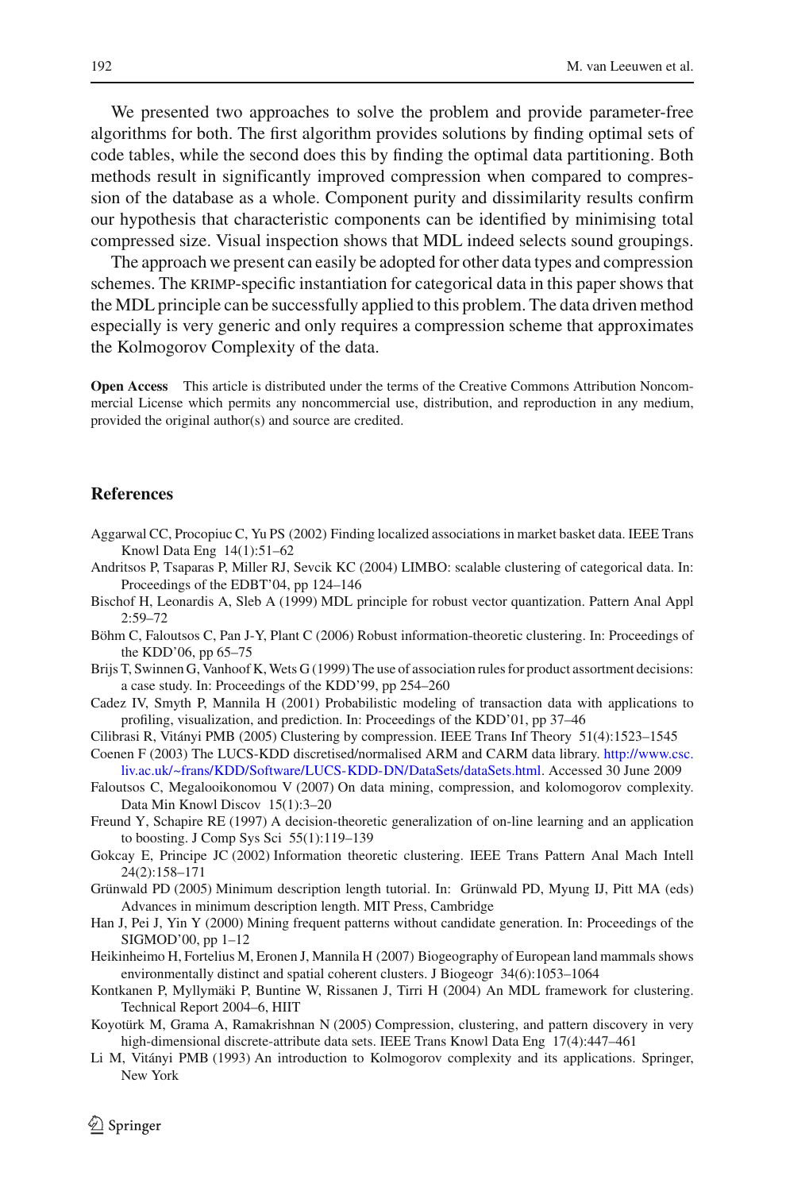We presented two approaches to solve the problem and provide parameter-free algorithms for both. The first algorithm provides solutions by finding optimal sets of code tables, while the second does this by finding the optimal data partitioning. Both methods result in significantly improved compression when compared to compression of the database as a whole. Component purity and dissimilarity results confirm our hypothesis that characteristic components can be identified by minimising total compressed size. Visual inspection shows that MDL indeed selects sound groupings.

The approach we present can easily be adopted for other data types and compression schemes. The KRIMP-specific instantiation for categorical data in this paper shows that the MDL principle can be successfully applied to this problem. The data driven method especially is very generic and only requires a compression scheme that approximates the Kolmogorov Complexity of the data.

**Open Access** This article is distributed under the terms of the Creative Commons Attribution Noncommercial License which permits any noncommercial use, distribution, and reproduction in any medium, provided the original author(s) and source are credited.

## References

Aggarwal CC, Procopiuc C, Yu PS (2002) Finding localized associations in market basket data. IEEE Trans Knowl Data Eng 14(1):51–62

Andritsos P, Tsaparas P, Miller RJ, Sevcik KC (2004) LIMBO: scalable clustering of categorical data. In: Proceedings of the EDBT'04, pp 124–146

Bischof H, Leonardis A, Sleb A (1999) MDL principle for robust vector quantization. Pattern Anal Appl 2:59–72

Böhm C, Faloutsos C, Pan J-Y, Plant C (2006) Robust information-theoretic clustering. In: Proceedings of the KDD'06, pp 65–75

Brijs T, Swinnen G, Vanhoof K, Wets G (1999) The use of association rules for product assortment decisions: a case study. In: Proceedings of the KDD'99, pp 254–260

Cadez IV, Smyth P, Mannila H (2001) Probabilistic modeling of transaction data with applications to profiling, visualization, and prediction. In: Proceedings of the KDD'01, pp 37–46

Cilibrasi R, Vitányi PMB (2005) Clustering by compression. IEEE Trans Inf Theory 51(4):1523–1545

Coenen F (2003) The LUCS-KDD discretised/normalised ARM and CARM data library. http://www.csc.liv.ac.uk/~frans/KDD/Software/LUCS-KDD-DN/DataSets/dataSets.html. Accessed 30 June 2009

Faloutsos C, Megalooikonomou V (2007) On data mining, compression, and kolomogorov complexity. Data Min Knowl Discov 15(1):3–20

Freund Y, Schapire RE (1997) A decision-theoretic generalization of on-line learning and an application to boosting. J Comp Sys Sci 55(1):119–139

Gokcay E, Principe JC (2002) Information theoretic clustering. IEEE Trans Pattern Anal Mach Intell 24(2):158–171

Grünwald PD (2005) Minimum description length tutorial. In: Grünwald PD, Myung IJ, Pitt MA (eds) Advances in minimum description length. MIT Press, Cambridge

Han J, Pei J, Yin Y (2000) Mining frequent patterns without candidate generation. In: Proceedings of the SIGMOD'00, pp 1–12

Heikinheimo H, Fortelius M, Eronen J, Mannila H (2007) Biogeography of European land mammals shows environmentally distinct and spatial coherent clusters. J Biogeogr 34(6):1053–1064

Kontkanen P, Myllymäki P, Buntine W, Rissanen J, Tirri H (2004) An MDL framework for clustering. Technical Report 2004–6, HIIT

Koyotürk M, Grama A, Ramakrishnan N (2005) Compression, clustering, and pattern discovery in very high-dimensional discrete-attribute data sets. IEEE Trans Knowl Data Eng 17(4):447–461

Li M, Vitányi PMB (1993) An introduction to Kolmogorov complexity and its applications. Springer, New York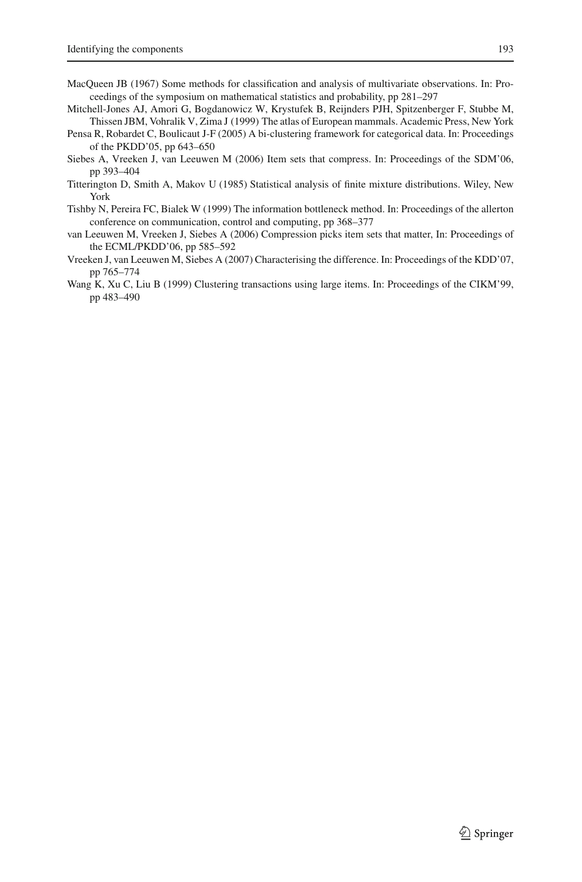MacQueen JB (1967) Some methods for classification and analysis of multivariate observations. In: Proceedings of the symposium on mathematical statistics and probability, pp 281–297

Mitchell-Jones AJ, Amori G, Bogdanowicz W, Krystufek B, Reijnders PJH, Spitzenberger F, Stubbe M, Thissen JBM, Vohralik V, Zima J (1999) The atlas of European mammals. Academic Press, New York

Pensa R, Robardet C, Boulicaut J-F (2005) A bi-clustering framework for categorical data. In: Proceedings of the PKDD'05, pp 643–650

Siebes A, Vreeken J, van Leeuwen M (2006) Item sets that compress. In: Proceedings of the SDM'06, pp 393–404

Titterington D, Smith A, Makov U (1985) Statistical analysis of finite mixture distributions. Wiley, New York

Tishby N, Pereira FC, Bialek W (1999) The information bottleneck method. In: Proceedings of the allerton conference on communication, control and computing, pp 368–377

van Leeuwen M, Vreeken J, Siebes A (2006) Compression picks item sets that matter, In: Proceedings of the ECML/PKDD'06, pp 585–592

Vreeken J, van Leeuwen M, Siebes A (2007) Characterising the difference. In: Proceedings of the KDD'07, pp 765–774

Wang K, Xu C, Liu B (1999) Clustering transactions using large items. In: Proceedings of the CIKM'99, pp 483–490